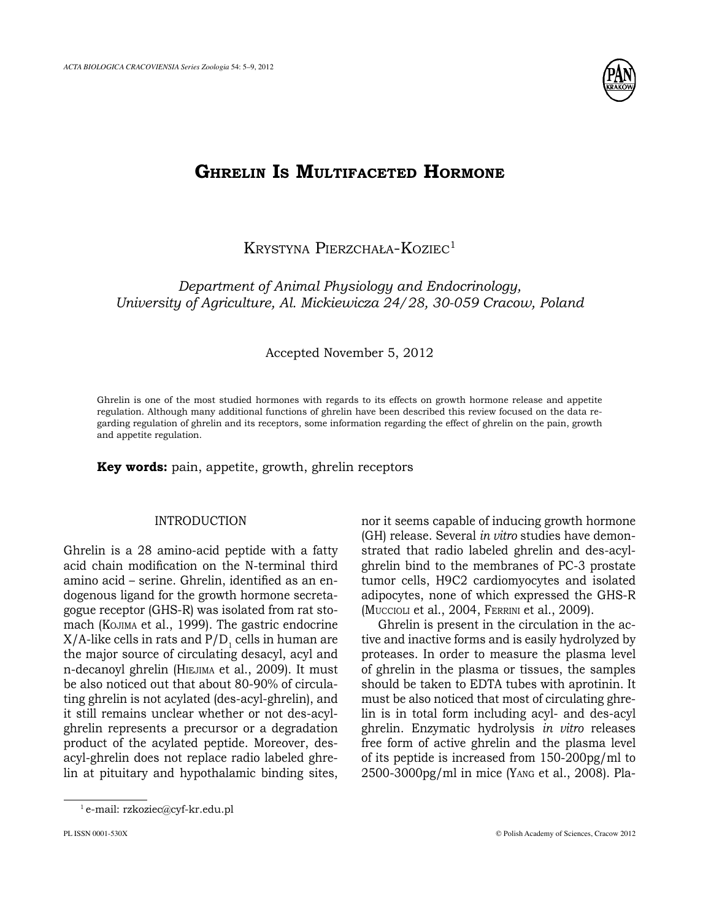# Ghrelin Is Multifaceted Hormone

Krystyna Pierzchała-Koziec[1]

*Department of Animal Physiology and Endocrinology, University of Agriculture, Al. Mickiewicza 24/28, 30-059 Cracow, Poland*

Accepted November 5, 2012

Ghrelin is one of the most studied hormones with regards to its effects on growth hormone release and appetite regulation. Although many additional functions of ghrelin have been described this review focused on the data regarding regulation of ghrelin and its receptors, some information regarding the effect of ghrelin on the pain, growth and appetite regulation.

**Key words:** pain, appetite, growth, ghrelin receptors

## INTRODUCTION

Ghrelin is a 28 amino-acid peptide with a fatty acid chain modification on the N-terminal third amino acid – serine. Ghrelin, identified as an endogenous ligand for the growth hormone secretagogue receptor (GHS-R) was isolated from rat stomach (Kojima et al., 1999). The gastric endocrine X/A-like cells in rats and $P/D_1$ cells in human are the major source of circulating desacyl, acyl and n-decanoyl ghrelin (Hiejima et al., 2009). It must be also noticed out that about 80-90% of circulating ghrelin is not acylated (des-acyl-ghrelin), and it still remains unclear whether or not des-acyl-ghrelin represents a precursor or a degradation product of the acylated peptide. Moreover, des-acyl-ghrelin does not replace radio labeled ghrelin at pituitary and hypothalamic binding sites, nor it seems capable of inducing growth hormone (GH) release. Several *in vitro* studies have demonstrated that radio labeled ghrelin and des-acyl-ghrelin bind to the membranes of PC-3 prostate tumor cells, H9C2 cardiomyocytes and isolated adipocytes, none of which expressed the GHS-R (Muccioli et al., 2004, Ferrini et al., 2009).

Ghrelin is present in the circulation in the active and inactive forms and is easily hydrolyzed by proteases. In order to measure the plasma level of ghrelin in the plasma or tissues, the samples should be taken to EDTA tubes with aprotinin. It must be also noticed that most of circulating ghrelin is in total form including acyl- and des-acyl ghrelin. Enzymatic hydrolysis *in vitro* releases free form of active ghrelin and the plasma level of its peptide is increased from 150-200pg/ml to 2500-3000pg/ml in mice (Yang et al., 2008). Pla-

[1] e-mail: rzkoziec@cyf-kr.edu.pl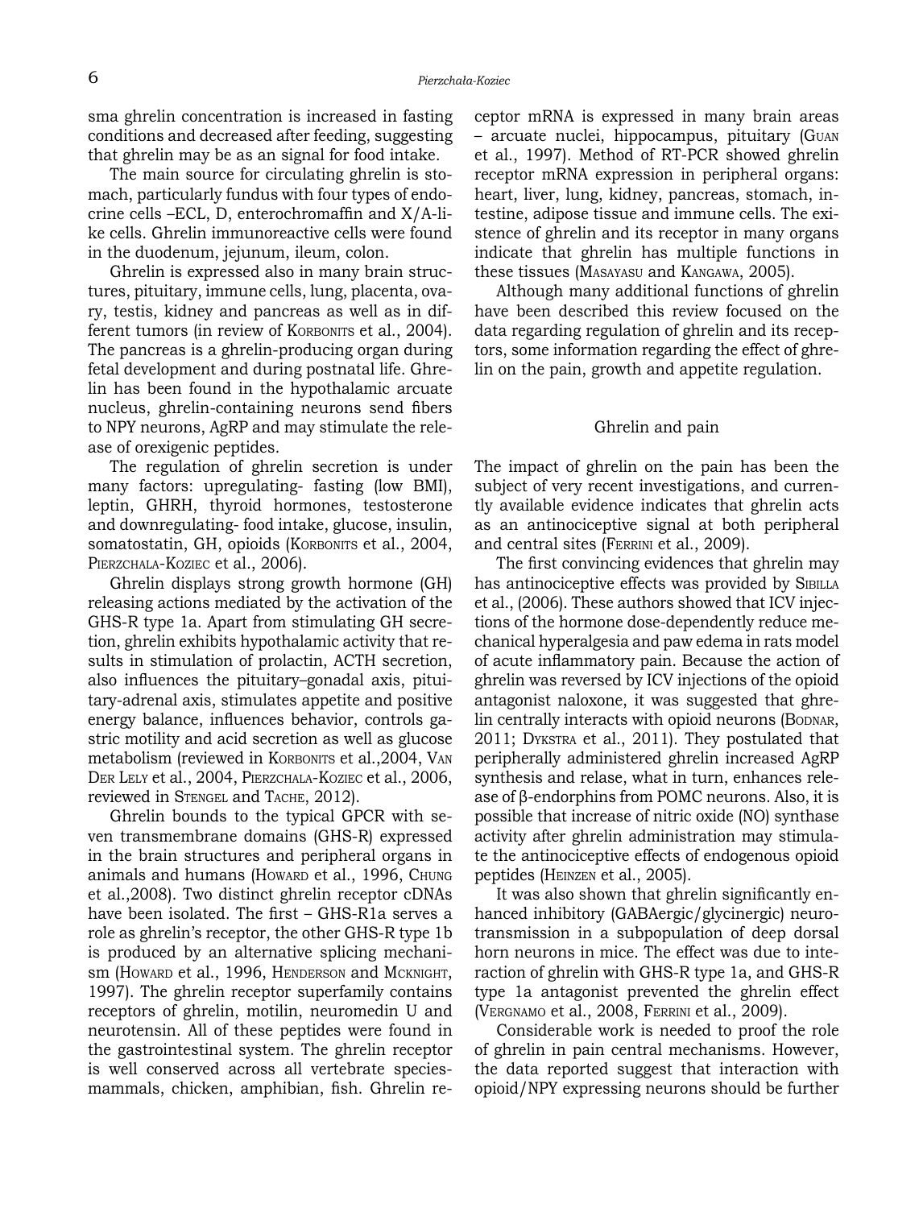sma ghrelin concentration is increased in fasting conditions and decreased after feeding, suggesting that ghrelin may be as an signal for food intake.

The main source for circulating ghrelin is stomach, particularly fundus with four types of endocrine cells –ECL, D, enterochromaffin and X/A-like cells. Ghrelin immunoreactive cells were found in the duodenum, jejunum, ileum, colon.

Ghrelin is expressed also in many brain structures, pituitary, immune cells, lung, placenta, ovary, testis, kidney and pancreas as well as in different tumors (in review of Korbonits et al., 2004). The pancreas is a ghrelin-producing organ during fetal development and during postnatal life. Ghrelin has been found in the hypothalamic arcuate nucleus, ghrelin-containing neurons send fibers to NPY neurons, AgRP and may stimulate the release of orexigenic peptides.

The regulation of ghrelin secretion is under many factors: upregulating- fasting (low BMI), leptin, GHRH, thyroid hormones, testosterone and downregulating- food intake, glucose, insulin, somatostatin, GH, opioids (Korbonits et al., 2004, Pierzchala-Koziec et al., 2006).

Ghrelin displays strong growth hormone (GH) releasing actions mediated by the activation of the GHS-R type 1a. Apart from stimulating GH secretion, ghrelin exhibits hypothalamic activity that results in stimulation of prolactin, ACTH secretion, also influences the pituitary–gonadal axis, pituitary-adrenal axis, stimulates appetite and positive energy balance, influences behavior, controls gastric motility and acid secretion as well as glucose metabolism (reviewed in Korbonits et al.,2004, Van Der Lely et al., 2004, Pierzchala-Koziec et al., 2006, reviewed in Stengel and Tache, 2012).

Ghrelin bounds to the typical GPCR with seven transmembrane domains (GHS-R) expressed in the brain structures and peripheral organs in animals and humans (Howard et al., 1996, Chung et al.,2008). Two distinct ghrelin receptor cDNAs have been isolated. The first – GHS-R1a serves a role as ghrelin's receptor, the other GHS-R type 1b is produced by an alternative splicing mechanism (Howard et al., 1996, Henderson and Mcknight, 1997). The ghrelin receptor superfamily contains receptors of ghrelin, motilin, neuromedin U and neurotensin. All of these peptides were found in the gastrointestinal system. The ghrelin receptor is well conserved across all vertebrate species-mammals, chicken, amphibian, fish. Ghrelin receptor mRNA is expressed in many brain areas – arcuate nuclei, hippocampus, pituitary (Guan et al., 1997). Method of RT-PCR showed ghrelin receptor mRNA expression in peripheral organs: heart, liver, lung, kidney, pancreas, stomach, intestine, adipose tissue and immune cells. The existence of ghrelin and its receptor in many organs indicate that ghrelin has multiple functions in these tissues (Masayasu and Kangawa, 2005).

Although many additional functions of ghrelin have been described this review focused on the data regarding regulation of ghrelin and its receptors, some information regarding the effect of ghrelin on the pain, growth and appetite regulation.

## Ghrelin and pain

The impact of ghrelin on the pain has been the subject of very recent investigations, and currently available evidence indicates that ghrelin acts as an antinociceptive signal at both peripheral and central sites (Ferrini et al., 2009).

The first convincing evidences that ghrelin may has antinociceptive effects was provided by Sibilla et al., (2006). These authors showed that ICV injections of the hormone dose-dependently reduce mechanical hyperalgesia and paw edema in rats model of acute inflammatory pain. Because the action of ghrelin was reversed by ICV injections of the opioid antagonist naloxone, it was suggested that ghrelin centrally interacts with opioid neurons (Bodnar, 2011; Dykstra et al., 2011). They postulated that peripherally administered ghrelin increased AgRP synthesis and relase, what in turn, enhances release of β-endorphins from POMC neurons. Also, it is possible that increase of nitric oxide (NO) synthase activity after ghrelin administration may stimulate the antinociceptive effects of endogenous opioid peptides (Heinzen et al., 2005).

It was also shown that ghrelin significantly enhanced inhibitory (GABAergic/glycinergic) neurotransmission in a subpopulation of deep dorsal horn neurons in mice. The effect was due to interaction of ghrelin with GHS-R type 1a, and GHS-R type 1a antagonist prevented the ghrelin effect (Vergnamo et al., 2008, Ferrini et al., 2009).

Considerable work is needed to proof the role of ghrelin in pain central mechanisms. However, the data reported suggest that interaction with opioid/NPY expressing neurons should be further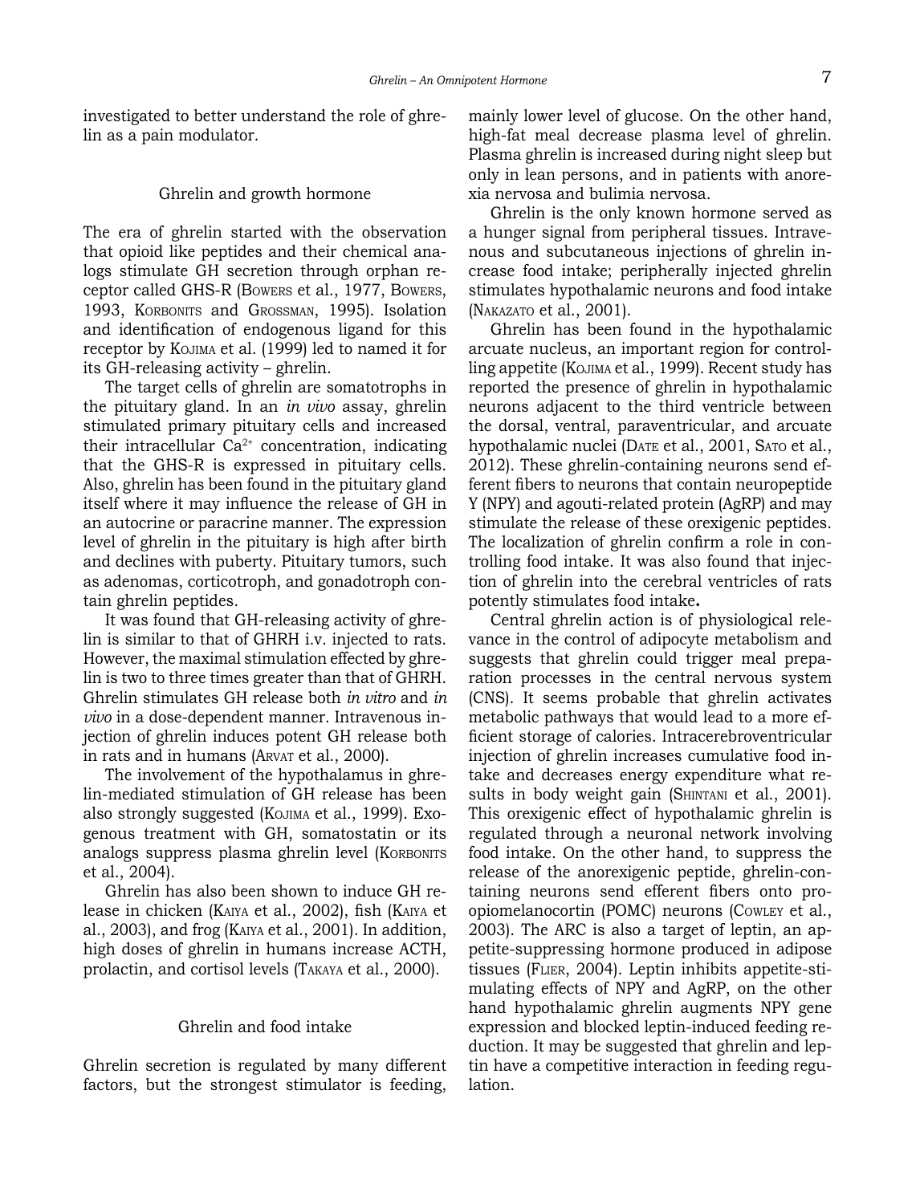investigated to better understand the role of ghrelin as a pain modulator.

## Ghrelin and growth hormone

The era of ghrelin started with the observation that opioid like peptides and their chemical analogs stimulate GH secretion through orphan receptor called GHS-R (Bowers et al., 1977, Bowers, 1993, Korbonits and Grossman, 1995). Isolation and identification of endogenous ligand for this receptor by Kojima et al. (1999) led to named it for its GH-releasing activity – ghrelin.

The target cells of ghrelin are somatotrophs in the pituitary gland. In an *in vivo* assay, ghrelin stimulated primary pituitary cells and increased their intracellular $Ca^{2+}$ concentration, indicating that the GHS-R is expressed in pituitary cells. Also, ghrelin has been found in the pituitary gland itself where it may influence the release of GH in an autocrine or paracrine manner. The expression level of ghrelin in the pituitary is high after birth and declines with puberty. Pituitary tumors, such as adenomas, corticotroph, and gonadotroph contain ghrelin peptides.

It was found that GH-releasing activity of ghrelin is similar to that of GHRH i.v. injected to rats. However, the maximal stimulation effected by ghrelin is two to three times greater than that of GHRH. Ghrelin stimulates GH release both *in vitro* and *in vivo* in a dose-dependent manner. Intravenous injection of ghrelin induces potent GH release both in rats and in humans (Arvat et al., 2000).

The involvement of the hypothalamus in ghrelin-mediated stimulation of GH release has been also strongly suggested (Kojima et al., 1999). Exogenous treatment with GH, somatostatin or its analogs suppress plasma ghrelin level (Korbonits et al., 2004).

Ghrelin has also been shown to induce GH release in chicken (Kaiya et al., 2002), fish (Kaiya et al., 2003), and frog (Kaiya et al., 2001). In addition, high doses of ghrelin in humans increase ACTH, prolactin, and cortisol levels (Takaya et al., 2000).

## Ghrelin and food intake

Ghrelin secretion is regulated by many different factors, but the strongest stimulator is feeding, mainly lower level of glucose. On the other hand, high-fat meal decrease plasma level of ghrelin. Plasma ghrelin is increased during night sleep but only in lean persons, and in patients with anorexia nervosa and bulimia nervosa.

Ghrelin is the only known hormone served as a hunger signal from peripheral tissues. Intravenous and subcutaneous injections of ghrelin increase food intake; peripherally injected ghrelin stimulates hypothalamic neurons and food intake (Nakazato et al., 2001).

Ghrelin has been found in the hypothalamic arcuate nucleus, an important region for controlling appetite (Kojima et al., 1999). Recent study has reported the presence of ghrelin in hypothalamic neurons adjacent to the third ventricle between the dorsal, ventral, paraventricular, and arcuate hypothalamic nuclei (Date et al., 2001, Sato et al., 2012). These ghrelin-containing neurons send efferent fibers to neurons that contain neuropeptide Y (NPY) and agouti-related protein (AgRP) and may stimulate the release of these orexigenic peptides. The localization of ghrelin confirm a role in controlling food intake. It was also found that injection of ghrelin into the cerebral ventricles of rats potently stimulates food intake**.**

Central ghrelin action is of physiological relevance in the control of adipocyte metabolism and suggests that ghrelin could trigger meal preparation processes in the central nervous system (CNS). It seems probable that ghrelin activates metabolic pathways that would lead to a more efficient storage of calories. Intracerebroventricular injection of ghrelin increases cumulative food intake and decreases energy expenditure what results in body weight gain (Shintani et al., 2001). This orexigenic effect of hypothalamic ghrelin is regulated through a neuronal network involving food intake. On the other hand, to suppress the release of the anorexigenic peptide, ghrelin-containing neurons send efferent fibers onto proopiomelanocortin (POMC) neurons (Cowley et al., 2003). The ARC is also a target of leptin, an appetite-suppressing hormone produced in adipose tissues (Flier, 2004). Leptin inhibits appetite-stimulating effects of NPY and AgRP, on the other hand hypothalamic ghrelin augments NPY gene expression and blocked leptin-induced feeding reduction. It may be suggested that ghrelin and leptin have a competitive interaction in feeding regulation.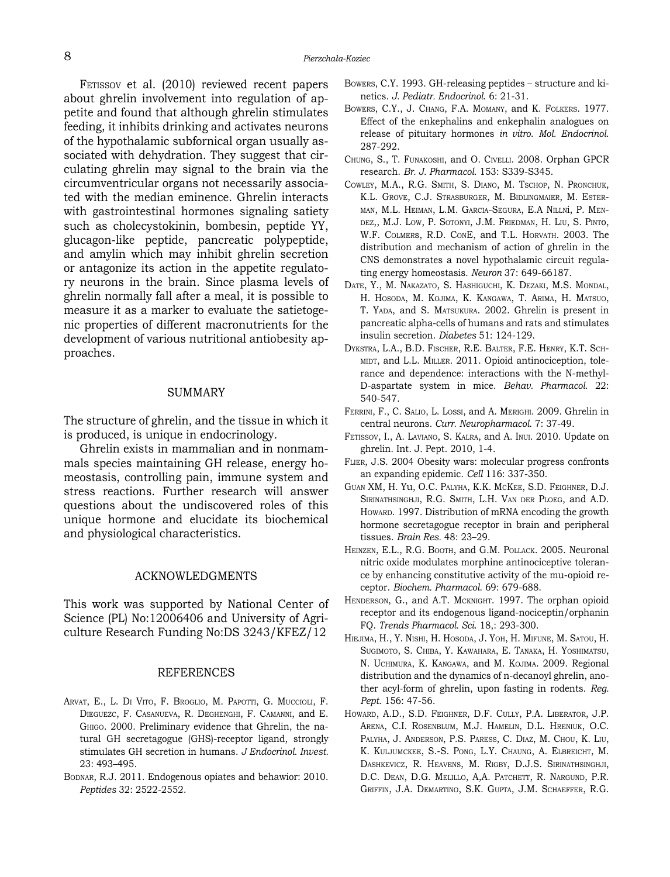Fetissov et al. (2010) reviewed recent papers about ghrelin involvement into regulation of appetite and found that although ghrelin stimulates feeding, it inhibits drinking and activates neurons of the hypothalamic subfornical organ usually associated with dehydration. They suggest that circulating ghrelin may signal to the brain via the circumventricular organs not necessarily associated with the median eminence. Ghrelin interacts with gastrointestinal hormones signaling satiety such as cholecystokinin, bombesin, peptide YY, glucagon-like peptide, pancreatic polypeptide, and amylin which may inhibit ghrelin secretion or antagonize its action in the appetite regulatory neurons in the brain. Since plasma levels of ghrelin normally fall after a meal, it is possible to measure it as a marker to evaluate the satietogenic properties of different macronutrients for the development of various nutritional antiobesity approaches.

## SUMMARY

The structure of ghrelin, and the tissue in which it is produced, is unique in endocrinology.

Ghrelin exists in mammalian and in nonmammals species maintaining GH release, energy homeostasis, controlling pain, immune system and stress reactions. Further research will answer questions about the undiscovered roles of this unique hormone and elucidate its biochemical and physiological characteristics.

## ACKNOWLEDGMENTS

This work was supported by National Center of Science (PL) No:12006406 and University of Agriculture Research Funding No:DS 3243/KFEZ/12

## REFERENCES

Arvat, E., L. Di Vito, F. Broglio, M. Papotti, G. Muccioli, F. Dieguezc, F. Casanueva, R. Deghenghi, F. Camanni, and E. Ghigo. 2000. Preliminary evidence that Ghrelin, the natural GH secretagogue (GHS)-receptor ligand, strongly stimulates GH secretion in humans. *J Endocrinol. Invest.* 23: 493–495.

Bodnar, R.J. 2011. Endogenous opiates and behawior: 2010. *Peptides* 32: 2522-2552.

Bowers, C.Y. 1993. GH-releasing peptides – structure and kinetics. *J. Pediatr. Endocrinol.* 6: 21-31.

Bowers, C.Y., J. Chang, F.A. Momany, and K. Folkers. 1977. Effect of the enkephalins and enkephalin analogues on release of pituitary hormones *in vitro. Mol. Endocrinol.* 287-292.

Chung, S., T. Funakoshi, and O. Civelli. 2008. Orphan GPCR research. *Br. J. Pharmacol.* 153: S339-S345.

Cowley, M.A., R.G. Smith, S. Diano, M. Tschop, N. Pronchuk, K.L. Grove, C.J. Strasburger, M. Bidlingmaier, M. Esterman, M.L. Heiman, L.M. Garcia-Segura, E.A Nillni, P. Mendez,, M.J. Low, P. Sotonyi, J.M. Friedman, H. Liu, S. Pinto, W.F. Colmers, R.D. ConE, and T.L. Horvath. 2003. The distribution and mechanism of action of ghrelin in the CNS demonstrates a novel hypothalamic circuit regulating energy homeostasis. *Neuron* 37: 649-66187.

Date, Y., M. Nakazato, S. Hashiguchi, K. Dezaki, M.S. Mondal, H. Hosoda, M. Kojima, K. Kangawa, T. Arima, H. Matsuo, T. Yada, and S. Matsukura. 2002. Ghrelin is present in pancreatic alpha-cells of humans and rats and stimulates insulin secretion. *Diabetes* 51: 124-129.

Dykstra, L.A., B.D. Fischer, R.E. Balter, F.E. Henry, K.T. Schmidt, and L.L. Miller. 2011. Opioid antinociception, tolerance and dependence: interactions with the N-methyl-D-aspartate system in mice. *Behav. Pharmacol.* 22: 540-547.

Ferrini, F., C. Salio, L. Lossi, and A. Merighi. 2009. Ghrelin in central neurons. *Curr. Neuropharmacol.* 7: 37-49.

Fetissov, I., A. Laviano, S. Kalra, and A. Inui. 2010. Update on ghrelin. Int. J. Pept. 2010, 1-4.

Flier, J.S. 2004 Obesity wars: molecular progress confronts an expanding epidemic. *Cell* 116: 337-350.

Guan XM, H. Yu, O.C. Palyha, K.K. McKee, S.D. Feighner, D.J. Sirinathsinghji, R.G. Smith, L.H. Van der Ploeg, and A.D. Howard. 1997. Distribution of mRNA encoding the growth hormone secretagogue receptor in brain and peripheral tissues. *Brain Res.* 48: 23–29.

Heinzen, E.L., R.G. Booth, and G.M. Pollack. 2005. Neuronal nitric oxide modulates morphine antinociceptive tolerance by enhancing constitutive activity of the mu-opioid receptor. *Biochem. Pharmacol.* 69: 679-688.

Henderson, G., and A.T. Mcknight. 1997. The orphan opioid receptor and its endogenous ligand-nociceptin/orphanin FQ. *Trends Pharmacol. Sci.* 18,: 293-300.

Hiejima, H., Y. Nishi, H. Hosoda, J. Yoh, H. Mifune, M. Satou, H. Sugimoto, S. Chiba, Y. Kawahara, E. Tanaka, H. Yoshimatsu, N. Uchimura, K. Kangawa, and M. Kojima. 2009. Regional distribution and the dynamics of n-decanoyl ghrelin, another acyl-form of ghrelin, upon fasting in rodents. *Reg. Pept.* 156: 47-56.

Howard, A.D., S.D. Feighner, D.F. Cully, P.A. Liberator, J.P. Arena, C.I. Rosenblum, M.J. Hamelin, D.L. Hreniuk, O.C. Palyha, J. Anderson, P.S. Paress, C. Diaz, M. Chou, K. Liu, K. Kuljumckee, S.-S. Pong, L.Y. Chaung, A. Elbreicht, M. Dashkevicz, R. Heavens, M. Rigby, D.J.S. Sirinathsinghji, D.C. Dean, D.G. Melillo, A,A. Patchett, R. Nargund, P.R. Griffin, J.A. Demartino, S.K. Gupta, J.M. Schaeffer, R.G.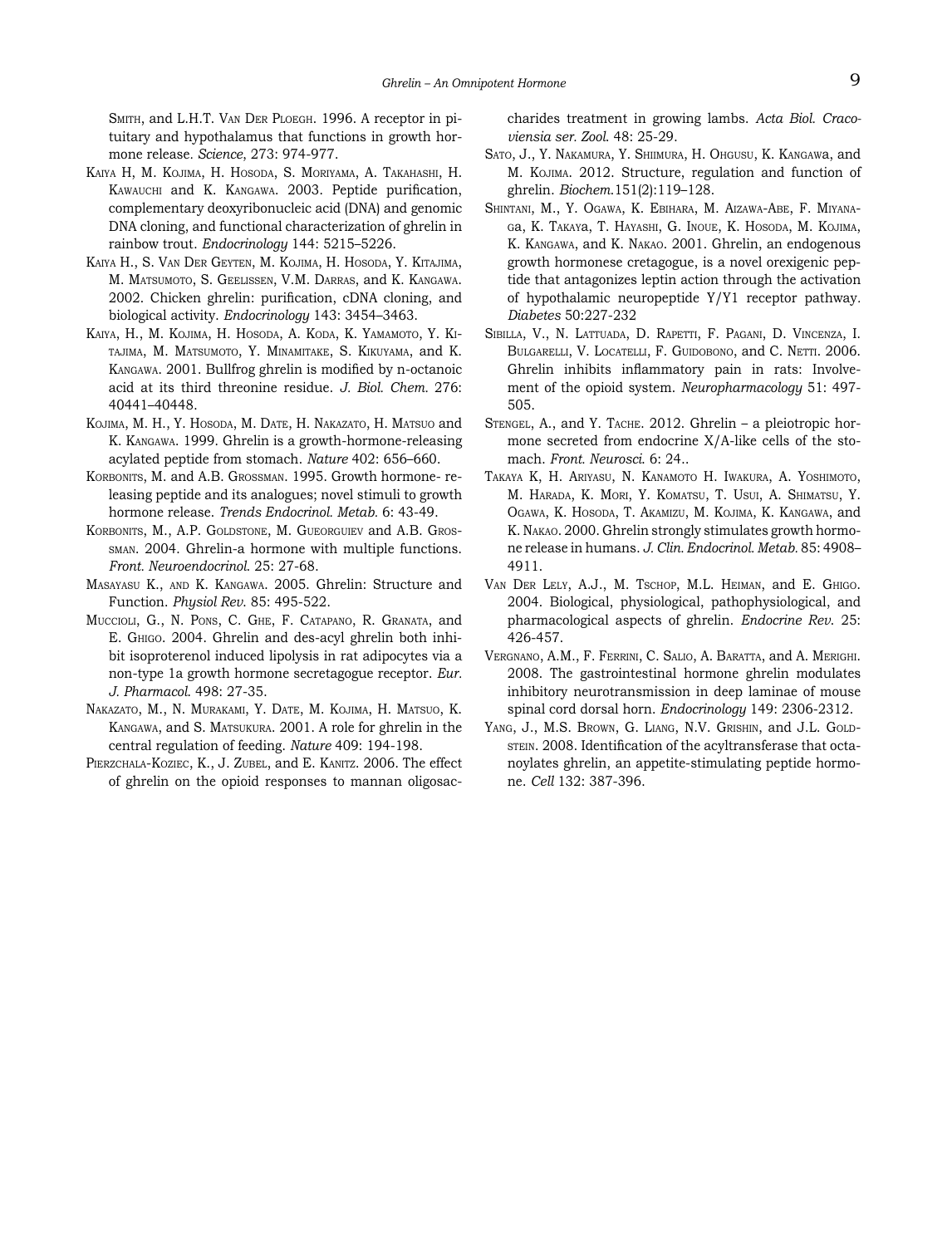Smith, and L.H.T. Van Der Ploegh. 1996. A receptor in pituitary and hypothalamus that functions in growth hormone release. *Science,* 273: 974-977.

Kaiya H, M. Kojima, H. Hosoda, S. Moriyama, A. Takahashi, H. Kawauchi and K. Kangawa. 2003. Peptide purification, complementary deoxyribonucleic acid (DNA) and genomic DNA cloning, and functional characterization of ghrelin in rainbow trout. *Endocrinology* 144: 5215–5226.

Kaiya H., S. Van Der Geyten, M. Kojima, H. Hosoda, Y. Kitajima, M. Matsumoto, S. Geelissen, V.M. Darras, and K. Kangawa. 2002. Chicken ghrelin: purification, cDNA cloning, and biological activity. *Endocrinology* 143: 3454–3463.

Kaiya, H., M. Kojima, H. Hosoda, A. Koda, K. Yamamoto, Y. Kitajima, M. Matsumoto, Y. Minamitake, S. Kikuyama, and K. Kangawa. 2001. Bullfrog ghrelin is modified by n-octanoic acid at its third threonine residue. *J. Biol. Chem.* 276: 40441–40448.

Kojima, M. H., Y. Hosoda, M. Date, H. Nakazato, H. Matsuo and K. Kangawa. 1999. Ghrelin is a growth-hormone-releasing acylated peptide from stomach. *Nature* 402: 656–660.

Korbonits, M. and A.B. Grossman. 1995. Growth hormone- releasing peptide and its analogues; novel stimuli to growth hormone release. *Trends Endocrinol. Metab.* 6: 43-49.

Korbonits, M., A.P. Goldstone, M. Gueorguiev and A.B. Grossman. 2004. Ghrelin-a hormone with multiple functions. *Front. Neuroendocrinol.* 25: 27-68.

Masayasu K., and K. Kangawa. 2005. Ghrelin: Structure and Function. *Physiol Rev.* 85: 495-522.

Muccioli, G., N. Pons, C. Ghe, F. Catapano, R. Granata, and E. Ghigo. 2004. Ghrelin and des-acyl ghrelin both inhibit isoproterenol induced lipolysis in rat adipocytes via a non-type 1a growth hormone secretagogue receptor. *Eur. J. Pharmacol.* 498: 27-35.

Nakazato, M., N. Murakami, Y. Date, M. Kojima, H. Matsuo, K. Kangawa, and S. Matsukura. 2001. A role for ghrelin in the central regulation of feeding. *Nature* 409: 194-198.

Pierzchala-Koziec, K., J. Zubel, and E. Kanitz. 2006. The effect of ghrelin on the opioid responses to mannan oligosaccharides treatment in growing lambs. *Acta Biol. Cracoviensia ser. Zool.* 48: 25-29.

Sato, J., Y. Nakamura, Y. Shiimura, H. Ohgusu, K. Kangawa, and M. Kojima. 2012. Structure, regulation and function of ghrelin. *Biochem.*151(2):119–128.

Shintani, M., Y. Ogawa, K. Ebihara, M. Aizawa-Abe, F. Miyanaga, K. Takaya, T. Hayashi, G. Inoue, K. Hosoda, M. Kojima, K. Kangawa, and K. Nakao. 2001. Ghrelin, an endogenous growth hormonese cretagogue, is a novel orexigenic peptide that antagonizes leptin action through the activation of hypothalamic neuropeptide Y/Y1 receptor pathway. *Diabetes* 50:227-232

Sibilla, V., N. Lattuada, D. Rapetti, F. Pagani, D. Vincenza, I. Bulgarelli, V. Locatelli, F. Guidobono, and C. Netti. 2006. Ghrelin inhibits inflammatory pain in rats: Involvement of the opioid system. *Neuropharmacology* 51: 497-505.

Stengel, A., and Y. Tache. 2012. Ghrelin – a pleiotropic hormone secreted from endocrine X/A-like cells of the stomach. *Front. Neurosci.* 6: 24..

Takaya K, H. Ariyasu, N. Kanamoto H. Iwakura, A. Yoshimoto, M. Harada, K. Mori, Y. Komatsu, T. Usui, A. Shimatsu, Y. Ogawa, K. Hosoda, T. Akamizu, M. Kojima, K. Kangawa, and K. Nakao. 2000. Ghrelin strongly stimulates growth hormone release in humans. *J. Clin. Endocrinol. Metab.* 85: 4908–4911.

Van Der Lely, A.J., M. Tschop, M.L. Heiman, and E. Ghigo. 2004. Biological, physiological, pathophysiological, and pharmacological aspects of ghrelin. *Endocrine Rev.* 25: 426-457.

Vergnano, A.M., F. Ferrini, C. Salio, A. Baratta, and A. Merighi. 2008. The gastrointestinal hormone ghrelin modulates inhibitory neurotransmission in deep laminae of mouse spinal cord dorsal horn. *Endocrinology* 149: 2306-2312.

Yang, J., M.S. Brown, G. Liang, N.V. Grishin, and J.L. Goldstein. 2008. Identification of the acyltransferase that octanoylates ghrelin, an appetite-stimulating peptide hormone. *Cell* 132: 387-396.